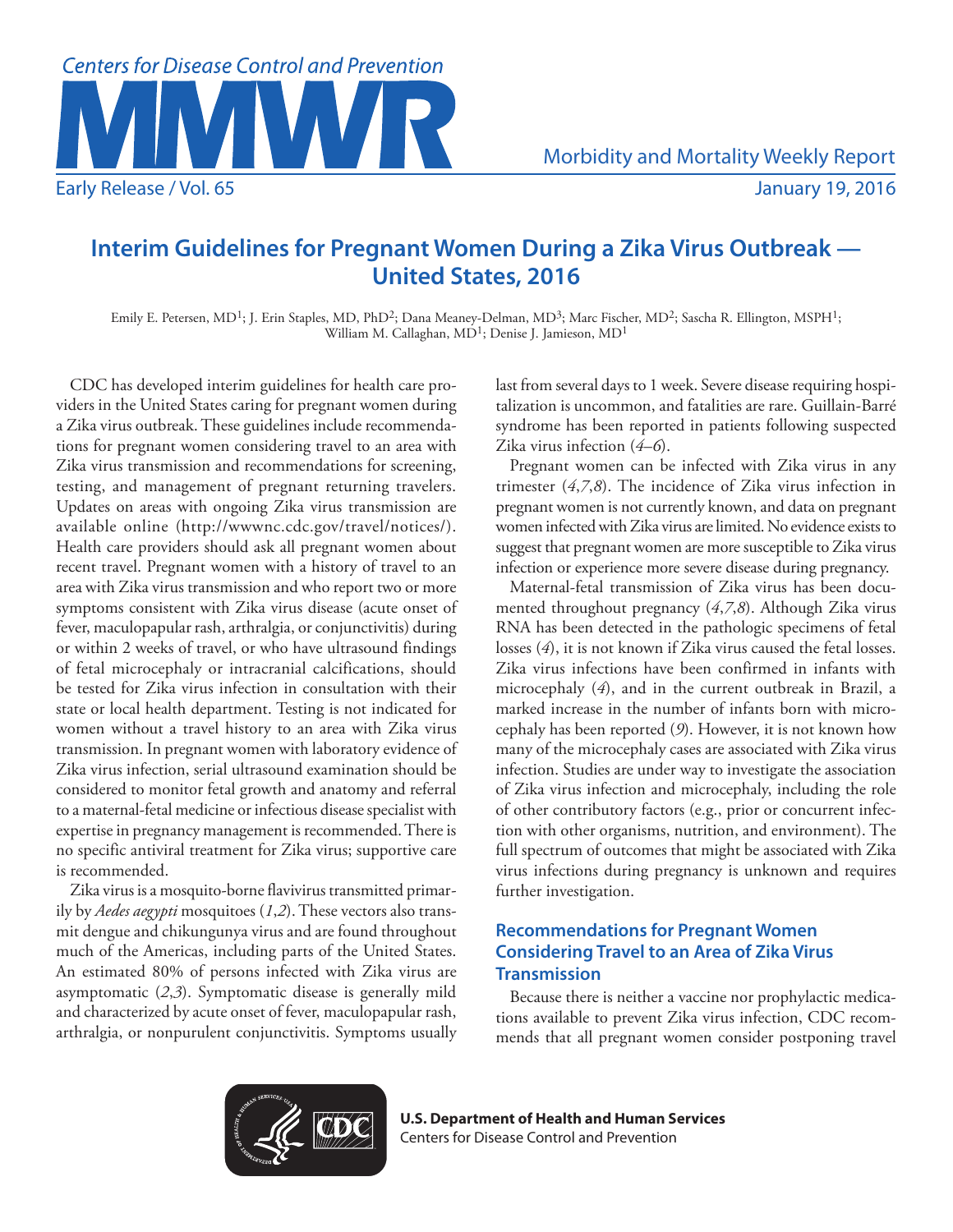# Interim Guidelines for Pregnant Women During a Zika Virus Outbreak — United States, 2016

Emily E. Petersen, MD[1]; J. Erin Staples, MD, PhD[2]; Dana Meaney-Delman, MD[3]; Marc Fischer, MD[2]; Sascha R. Ellington, MSPH[1]; William M. Callaghan, MD[1]; Denise J. Jamieson, MD[1]

CDC has developed interim guidelines for health care providers in the United States caring for pregnant women during a Zika virus outbreak. These guidelines include recommendations for pregnant women considering travel to an area with Zika virus transmission and recommendations for screening, testing, and management of pregnant returning travelers. Updates on areas with ongoing Zika virus transmission are available online (http://wwwnc.cdc.gov/travel/notices/). Health care providers should ask all pregnant women about recent travel. Pregnant women with a history of travel to an area with Zika virus transmission and who report two or more symptoms consistent with Zika virus disease (acute onset of fever, maculopapular rash, arthralgia, or conjunctivitis) during or within 2 weeks of travel, or who have ultrasound findings of fetal microcephaly or intracranial calcifications, should be tested for Zika virus infection in consultation with their state or local health department. Testing is not indicated for women without a travel history to an area with Zika virus transmission. In pregnant women with laboratory evidence of Zika virus infection, serial ultrasound examination should be considered to monitor fetal growth and anatomy and referral to a maternal-fetal medicine or infectious disease specialist with expertise in pregnancy management is recommended. There is no specific antiviral treatment for Zika virus; supportive care is recommended.

Zika virus is a mosquito-borne flavivirus transmitted primarily by *Aedes aegypti* mosquitoes (*1*,*2*). These vectors also transmit dengue and chikungunya virus and are found throughout much of the Americas, including parts of the United States. An estimated 80% of persons infected with Zika virus are asymptomatic (*2*,*3*). Symptomatic disease is generally mild and characterized by acute onset of fever, maculopapular rash, arthralgia, or nonpurulent conjunctivitis. Symptoms usually last from several days to 1 week. Severe disease requiring hospitalization is uncommon, and fatalities are rare. Guillain-Barré syndrome has been reported in patients following suspected Zika virus infection (*4*–*6*).

Pregnant women can be infected with Zika virus in any trimester (*4*,*7*,*8*). The incidence of Zika virus infection in pregnant women is not currently known, and data on pregnant women infected with Zika virus are limited. No evidence exists to suggest that pregnant women are more susceptible to Zika virus infection or experience more severe disease during pregnancy.

Maternal-fetal transmission of Zika virus has been documented throughout pregnancy (*4*,*7*,*8*). Although Zika virus RNA has been detected in the pathologic specimens of fetal losses (*4*), it is not known if Zika virus caused the fetal losses. Zika virus infections have been confirmed in infants with microcephaly (*4*), and in the current outbreak in Brazil, a marked increase in the number of infants born with microcephaly has been reported (*9*). However, it is not known how many of the microcephaly cases are associated with Zika virus infection. Studies are under way to investigate the association of Zika virus infection and microcephaly, including the role of other contributory factors (e.g., prior or concurrent infection with other organisms, nutrition, and environment). The full spectrum of outcomes that might be associated with Zika virus infections during pregnancy is unknown and requires further investigation.

## Recommendations for Pregnant Women Considering Travel to an Area of Zika Virus Transmission

Because there is neither a vaccine nor prophylactic medications available to prevent Zika virus infection, CDC recommends that all pregnant women consider postponing travel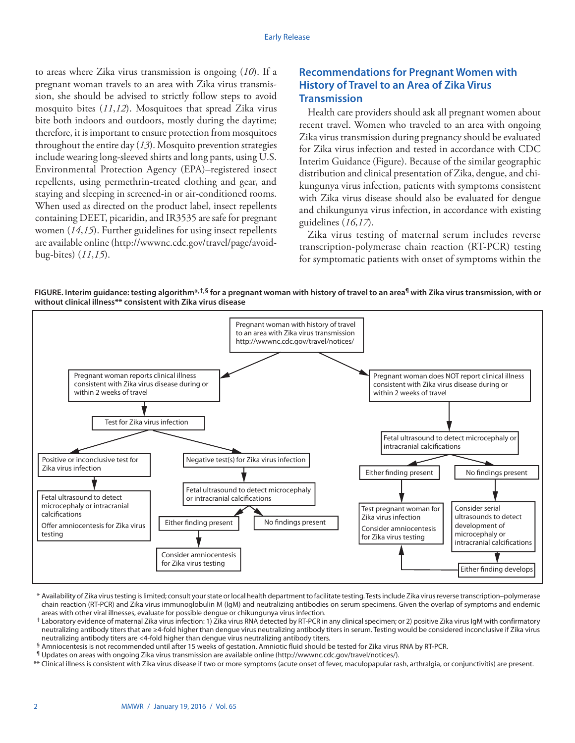to areas where Zika virus transmission is ongoing (*10*). If a pregnant woman travels to an area with Zika virus transmission, she should be advised to strictly follow steps to avoid mosquito bites (*11*,*12*). Mosquitoes that spread Zika virus bite both indoors and outdoors, mostly during the daytime; therefore, it is important to ensure protection from mosquitoes throughout the entire day (*13*). Mosquito prevention strategies include wearing long-sleeved shirts and long pants, using U.S. Environmental Protection Agency (EPA)–registered insect repellents, using permethrin-treated clothing and gear, and staying and sleeping in screened-in or air-conditioned rooms. When used as directed on the product label, insect repellents containing DEET, picaridin, and IR3535 are safe for pregnant women (*14*,*15*). Further guidelines for using insect repellents are available online (http://wwwnc.cdc.gov/travel/page/avoid-bug-bites) (*11*,*15*).

## Recommendations for Pregnant Women with History of Travel to an Area of Zika Virus Transmission

Health care providers should ask all pregnant women about recent travel. Women who traveled to an area with ongoing Zika virus transmission during pregnancy should be evaluated for Zika virus infection and tested in accordance with CDC Interim Guidance (Figure). Because of the similar geographic distribution and clinical presentation of Zika, dengue, and chikungunya virus infection, patients with symptoms consistent with Zika virus disease should also be evaluated for dengue and chikungunya virus infection, in accordance with existing guidelines (*16*,*17*).

Zika virus testing of maternal serum includes reverse transcription-polymerase chain reaction (RT-PCR) testing for symptomatic patients with onset of symptoms within the

**FIGURE. Interim guidance: testing algorithm\*,†,§ for a pregnant woman with history of travel to an area¶ with Zika virus transmission, with or without clinical illness\*\* consistent with Zika virus disease**

- Pregnant woman with history of travel to an area with Zika virus transmission http://wwwnc.cdc.gov/travel/notices/
  - Pregnant woman reports clinical illness consistent with Zika virus disease during or within 2 weeks of travel
    - Test for Zika virus infection
      - Positive or inconclusive test for Zika virus infection
        - Fetal ultrasound to detect microcephaly or intracranial calcifications; Offer amniocentesis for Zika virus testing
      - Negative test(s) for Zika virus infection
        - Fetal ultrasound to detect microcephaly or intracranial calcifications
          - Either finding present → Consider amniocentesis for Zika virus testing
          - No findings present
  - Pregnant woman does NOT report clinical illness consistent with Zika virus disease during or within 2 weeks of travel
    - Fetal ultrasound to detect microcephaly or intracranial calcifications
      - Either finding present → Test pregnant woman for Zika virus infection; Consider amniocentesis for Zika virus testing
      - No findings present → Consider serial ultrasounds to detect development of microcephaly or intracranial calcifications
        - Either finding develops → Test pregnant woman for Zika virus infection; Consider amniocentesis for Zika virus testing

\* Availability of Zika virus testing is limited; consult your state or local health department to facilitate testing. Tests include Zika virus reverse transcription–polymerase chain reaction (RT-PCR) and Zika virus immunoglobulin M (IgM) and neutralizing antibodies on serum specimens. Given the overlap of symptoms and endemic areas with other viral illnesses, evaluate for possible dengue or chikungunya virus infection.

† Laboratory evidence of maternal Zika virus infection: 1) Zika virus RNA detected by RT-PCR in any clinical specimen; or 2) positive Zika virus IgM with confirmatory neutralizing antibody titers that are ≥4-fold higher than dengue virus neutralizing antibody titers in serum. Testing would be considered inconclusive if Zika virus neutralizing antibody titers are <4-fold higher than dengue virus neutralizing antibody titers.

§ Amniocentesis is not recommended until after 15 weeks of gestation. Amniotic fluid should be tested for Zika virus RNA by RT-PCR.

¶ Updates on areas with ongoing Zika virus transmission are available online (http://wwwnc.cdc.gov/travel/notices/).

\*\* Clinical illness is consistent with Zika virus disease if two or more symptoms (acute onset of fever, maculopapular rash, arthralgia, or conjunctivitis) are present.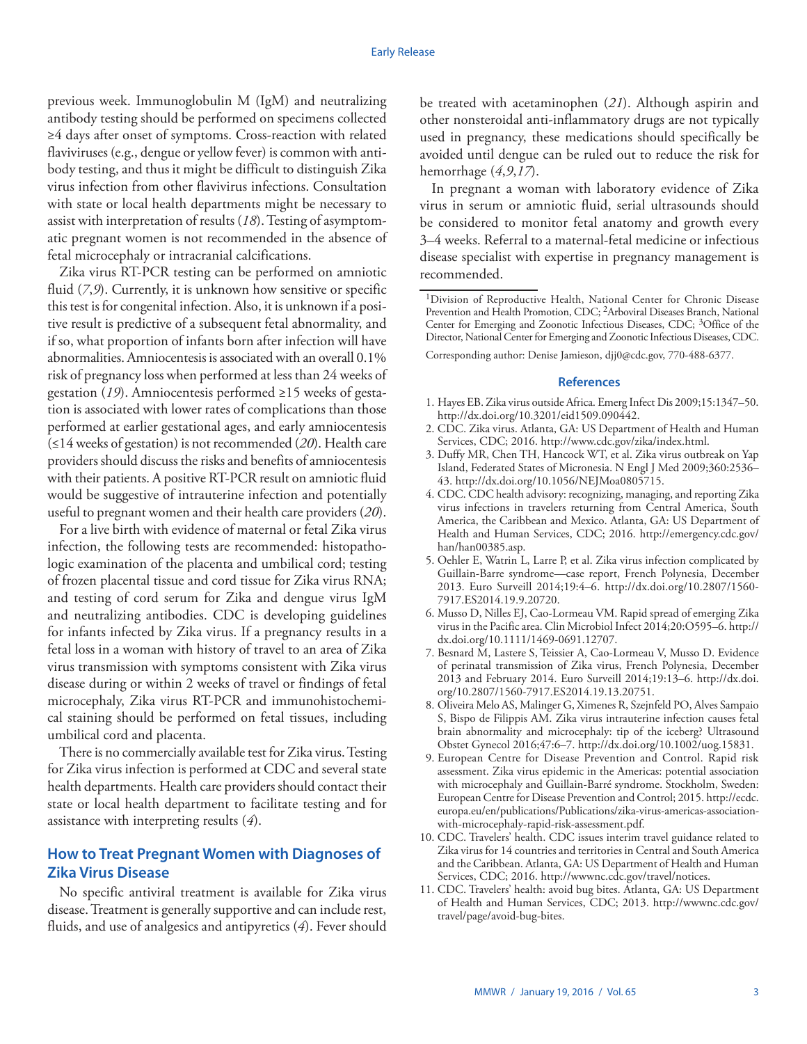previous week. Immunoglobulin M (IgM) and neutralizing antibody testing should be performed on specimens collected ≥4 days after onset of symptoms. Cross-reaction with related flaviviruses (e.g., dengue or yellow fever) is common with antibody testing, and thus it might be difficult to distinguish Zika virus infection from other flavivirus infections. Consultation with state or local health departments might be necessary to assist with interpretation of results (*18*). Testing of asymptomatic pregnant women is not recommended in the absence of fetal microcephaly or intracranial calcifications.

Zika virus RT-PCR testing can be performed on amniotic fluid (*7*,*9*). Currently, it is unknown how sensitive or specific this test is for congenital infection. Also, it is unknown if a positive result is predictive of a subsequent fetal abnormality, and if so, what proportion of infants born after infection will have abnormalities. Amniocentesis is associated with an overall 0.1% risk of pregnancy loss when performed at less than 24 weeks of gestation (*19*). Amniocentesis performed ≥15 weeks of gestation is associated with lower rates of complications than those performed at earlier gestational ages, and early amniocentesis (≤14 weeks of gestation) is not recommended (*20*). Health care providers should discuss the risks and benefits of amniocentesis with their patients. A positive RT-PCR result on amniotic fluid would be suggestive of intrauterine infection and potentially useful to pregnant women and their health care providers (*20*).

For a live birth with evidence of maternal or fetal Zika virus infection, the following tests are recommended: histopathologic examination of the placenta and umbilical cord; testing of frozen placental tissue and cord tissue for Zika virus RNA; and testing of cord serum for Zika and dengue virus IgM and neutralizing antibodies. CDC is developing guidelines for infants infected by Zika virus. If a pregnancy results in a fetal loss in a woman with history of travel to an area of Zika virus transmission with symptoms consistent with Zika virus disease during or within 2 weeks of travel or findings of fetal microcephaly, Zika virus RT-PCR and immunohistochemical staining should be performed on fetal tissues, including umbilical cord and placenta.

There is no commercially available test for Zika virus. Testing for Zika virus infection is performed at CDC and several state health departments. Health care providers should contact their state or local health department to facilitate testing and for assistance with interpreting results (*4*).

## How to Treat Pregnant Women with Diagnoses of Zika Virus Disease

No specific antiviral treatment is available for Zika virus disease. Treatment is generally supportive and can include rest, fluids, and use of analgesics and antipyretics (*4*). Fever should be treated with acetaminophen (*21*). Although aspirin and other nonsteroidal anti-inflammatory drugs are not typically used in pregnancy, these medications should specifically be avoided until dengue can be ruled out to reduce the risk for hemorrhage (*4*,*9*,*17*).

In pregnant a woman with laboratory evidence of Zika virus in serum or amniotic fluid, serial ultrasounds should be considered to monitor fetal anatomy and growth every 3–4 weeks. Referral to a maternal-fetal medicine or infectious disease specialist with expertise in pregnancy management is recommended.

---

[1]Division of Reproductive Health, National Center for Chronic Disease Prevention and Health Promotion, CDC; [2]Arboviral Diseases Branch, National Center for Emerging and Zoonotic Infectious Diseases, CDC; [3]Office of the Director, National Center for Emerging and Zoonotic Infectious Diseases, CDC.

Corresponding author: Denise Jamieson, djj0@cdc.gov, 770-488-6377.

## References

1. Hayes EB. Zika virus outside Africa. Emerg Infect Dis 2009;15:1347–50. http://dx.doi.org/10.3201/eid1509.090442.
2. CDC. Zika virus. Atlanta, GA: US Department of Health and Human Services, CDC; 2016. http://www.cdc.gov/zika/index.html.
3. Duffy MR, Chen TH, Hancock WT, et al. Zika virus outbreak on Yap Island, Federated States of Micronesia. N Engl J Med 2009;360:2536–43. http://dx.doi.org/10.1056/NEJMoa0805715.
4. CDC. CDC health advisory: recognizing, managing, and reporting Zika virus infections in travelers returning from Central America, South America, the Caribbean and Mexico. Atlanta, GA: US Department of Health and Human Services, CDC; 2016. http://emergency.cdc.gov/han/han00385.asp.
5. Oehler E, Watrin L, Larre P, et al. Zika virus infection complicated by Guillain-Barre syndrome—case report, French Polynesia, December 2013. Euro Surveill 2014;19:4–6. http://dx.doi.org/10.2807/1560-7917.ES2014.19.9.20720.
6. Musso D, Nilles EJ, Cao-Lormeau VM. Rapid spread of emerging Zika virus in the Pacific area. Clin Microbiol Infect 2014;20:O595–6. http://dx.doi.org/10.1111/1469-0691.12707.
7. Besnard M, Lastere S, Teissier A, Cao-Lormeau V, Musso D. Evidence of perinatal transmission of Zika virus, French Polynesia, December 2013 and February 2014. Euro Surveill 2014;19:13–6. http://dx.doi.org/10.2807/1560-7917.ES2014.19.13.20751.
8. Oliveira Melo AS, Malinger G, Ximenes R, Szejnfeld PO, Alves Sampaio S, Bispo de Filippis AM. Zika virus intrauterine infection causes fetal brain abnormality and microcephaly: tip of the iceberg? Ultrasound Obstet Gynecol 2016;47:6–7. http://dx.doi.org/10.1002/uog.15831.
9. European Centre for Disease Prevention and Control. Rapid risk assessment. Zika virus epidemic in the Americas: potential association with microcephaly and Guillain-Barré syndrome. Stockholm, Sweden: European Centre for Disease Prevention and Control; 2015. http://ecdc.europa.eu/en/publications/Publications/zika-virus-americas-association-with-microcephaly-rapid-risk-assessment.pdf.
10. CDC. Travelers' health. CDC issues interim travel guidance related to Zika virus for 14 countries and territories in Central and South America and the Caribbean. Atlanta, GA: US Department of Health and Human Services, CDC; 2016. http://wwwnc.cdc.gov/travel/notices.
11. CDC. Travelers' health: avoid bug bites. Atlanta, GA: US Department of Health and Human Services, CDC; 2013. http://wwwnc.cdc.gov/travel/page/avoid-bug-bites.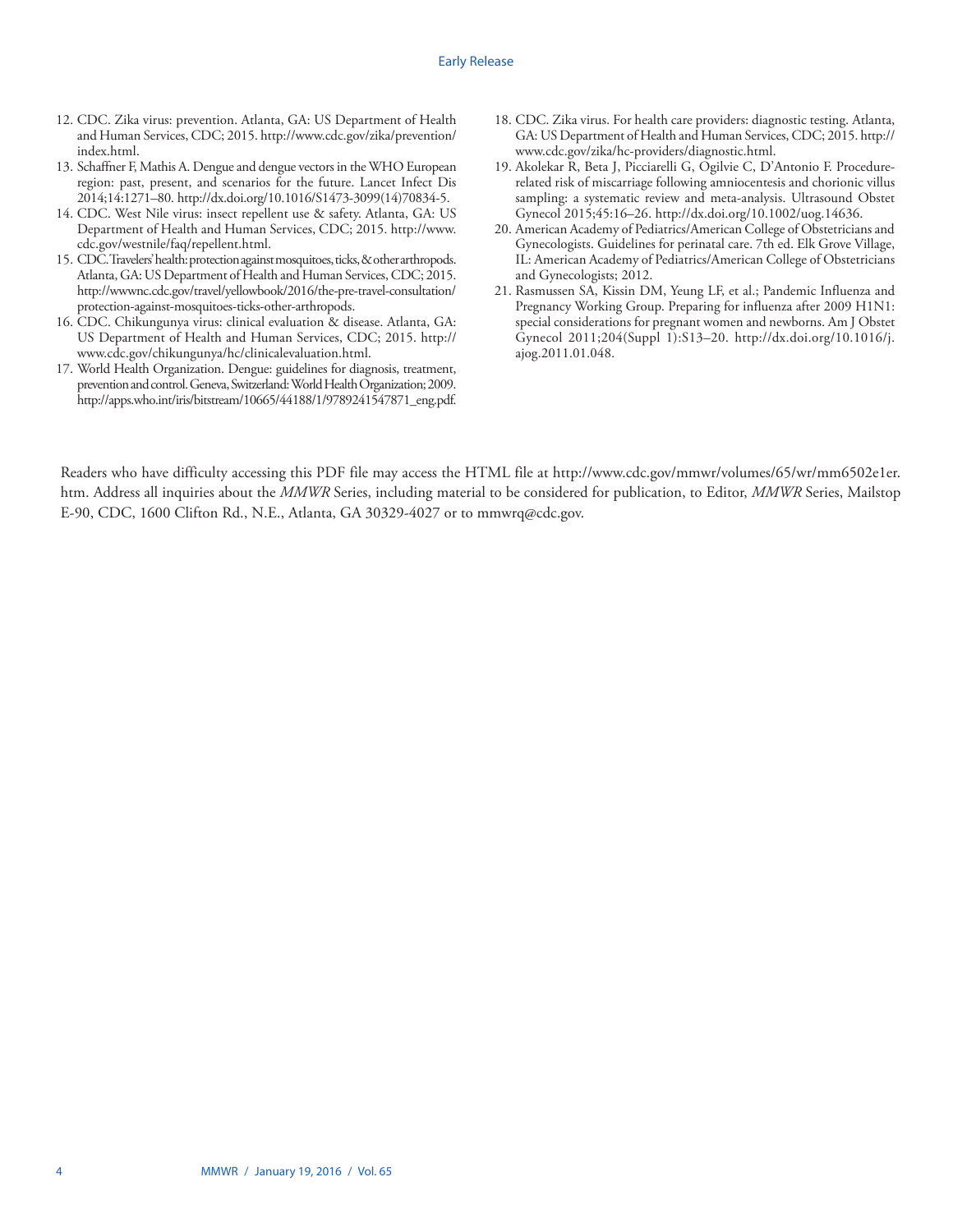12. CDC. Zika virus: prevention. Atlanta, GA: US Department of Health and Human Services, CDC; 2015. http://www.cdc.gov/zika/prevention/index.html.
13. Schaffner F, Mathis A. Dengue and dengue vectors in the WHO European region: past, present, and scenarios for the future. Lancet Infect Dis 2014;14:1271–80. http://dx.doi.org/10.1016/S1473-3099(14)70834-5.
14. CDC. West Nile virus: insect repellent use & safety. Atlanta, GA: US Department of Health and Human Services, CDC; 2015. http://www.cdc.gov/westnile/faq/repellent.html.
15. CDC. Travelers' health: protection against mosquitoes, ticks, & other arthropods. Atlanta, GA: US Department of Health and Human Services, CDC; 2015. http://wwwnc.cdc.gov/travel/yellowbook/2016/the-pre-travel-consultation/protection-against-mosquitoes-ticks-other-arthropods.
16. CDC. Chikungunya virus: clinical evaluation & disease. Atlanta, GA: US Department of Health and Human Services, CDC; 2015. http://www.cdc.gov/chikungunya/hc/clinicalevaluation.html.
17. World Health Organization. Dengue: guidelines for diagnosis, treatment, prevention and control. Geneva, Switzerland: World Health Organization; 2009. http://apps.who.int/iris/bitstream/10665/44188/1/9789241547871_eng.pdf.
18. CDC. Zika virus. For health care providers: diagnostic testing. Atlanta, GA: US Department of Health and Human Services, CDC; 2015. http://www.cdc.gov/zika/hc-providers/diagnostic.html.
19. Akolekar R, Beta J, Picciarelli G, Ogilvie C, D'Antonio F. Procedure-related risk of miscarriage following amniocentesis and chorionic villus sampling: a systematic review and meta-analysis. Ultrasound Obstet Gynecol 2015;45:16–26. http://dx.doi.org/10.1002/uog.14636.
20. American Academy of Pediatrics/American College of Obstetricians and Gynecologists. Guidelines for perinatal care. 7th ed. Elk Grove Village, IL: American Academy of Pediatrics/American College of Obstetricians and Gynecologists; 2012.
21. Rasmussen SA, Kissin DM, Yeung LF, et al.; Pandemic Influenza and Pregnancy Working Group. Preparing for influenza after 2009 H1N1: special considerations for pregnant women and newborns. Am J Obstet Gynecol 2011;204(Suppl 1):S13–20. http://dx.doi.org/10.1016/j.ajog.2011.01.048.

Readers who have difficulty accessing this PDF file may access the HTML file at http://www.cdc.gov/mmwr/volumes/65/wr/mm6502e1er.htm. Address all inquiries about the *MMWR* Series, including material to be considered for publication, to Editor, *MMWR* Series, Mailstop E-90, CDC, 1600 Clifton Rd., N.E., Atlanta, GA 30329-4027 or to mmwrq@cdc.gov.